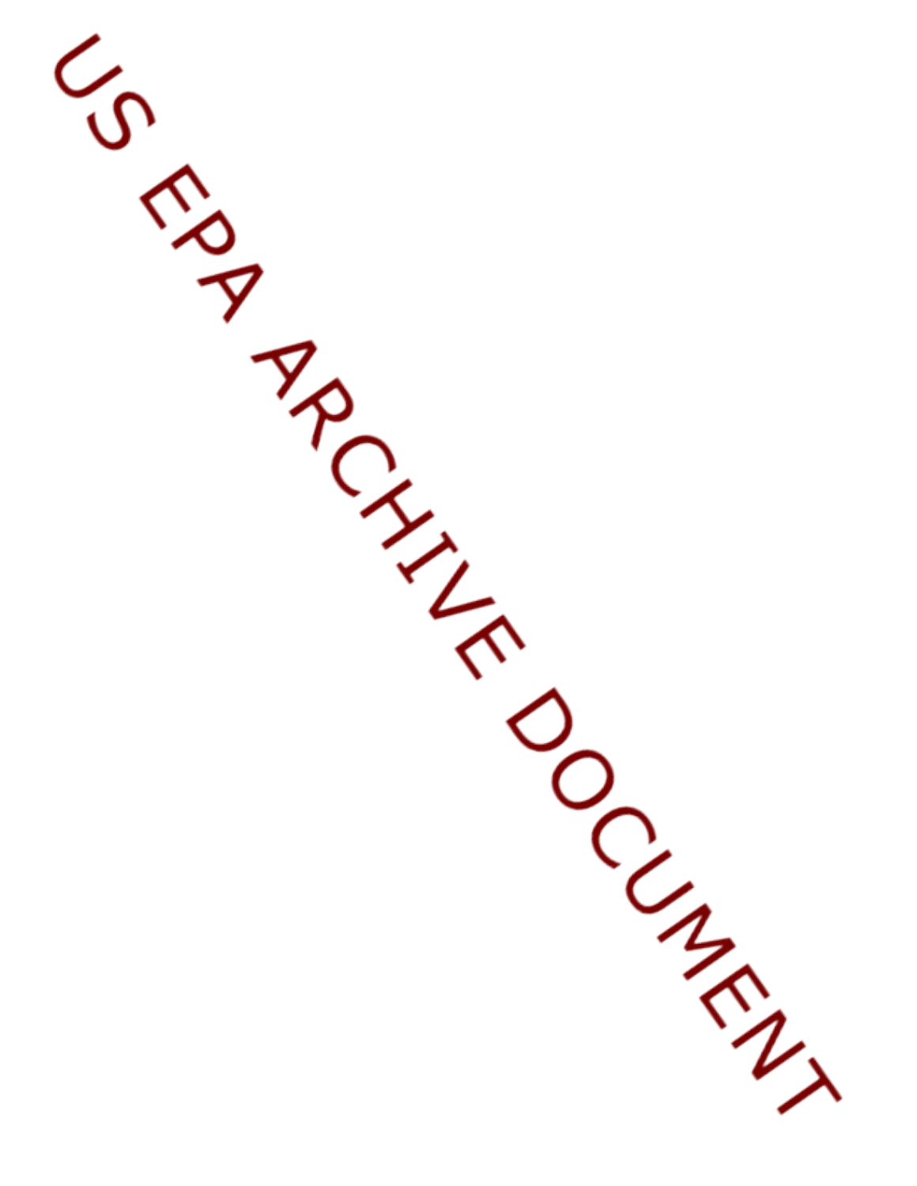US EPA ARCHIVE DOCUMENT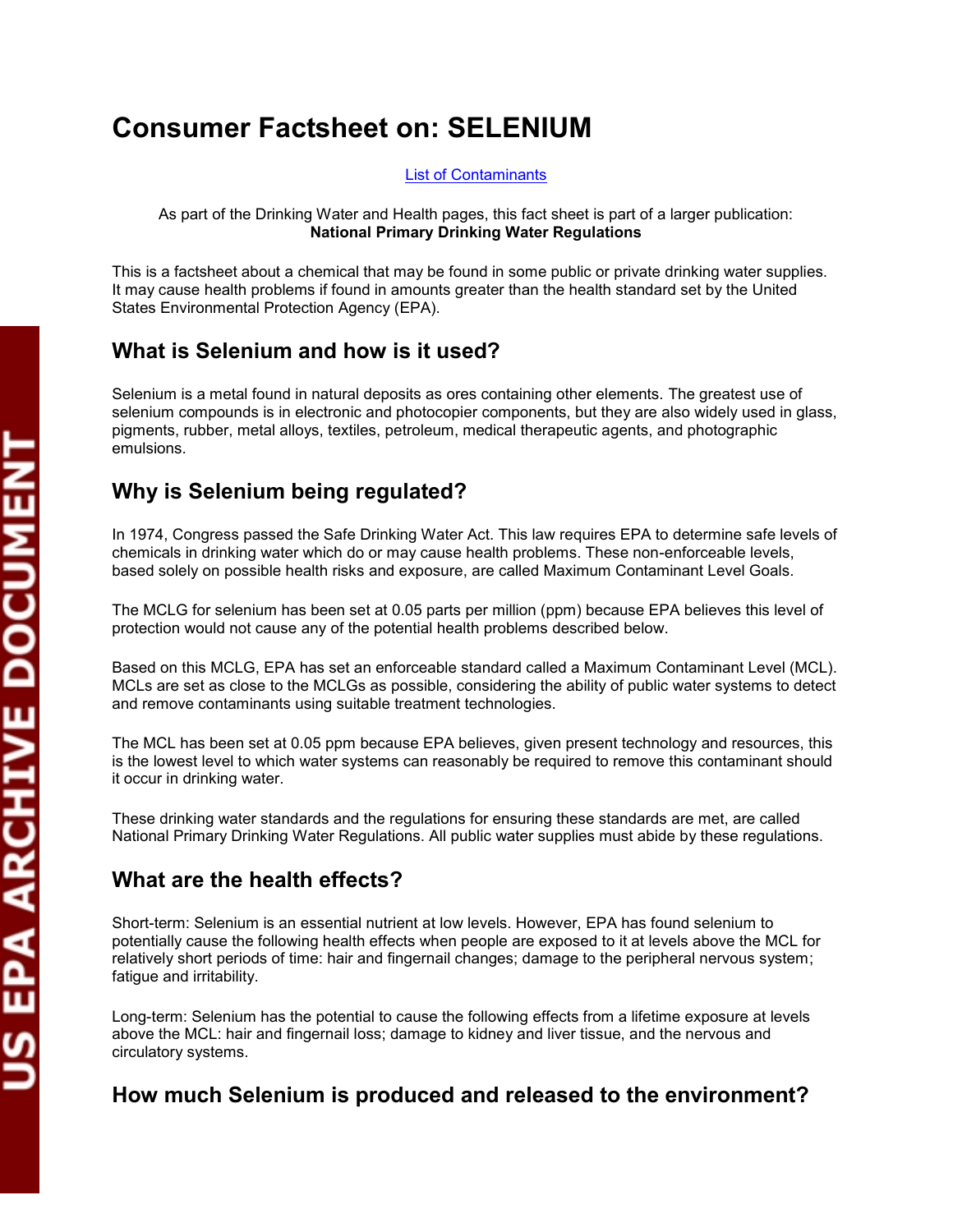# Consumer Factsheet on: SELENIUM

[List of Contaminants]

As part of the Drinking Water and Health pages, this fact sheet is part of a larger publication: **National Primary Drinking Water Regulations**

This is a factsheet about a chemical that may be found in some public or private drinking water supplies. It may cause health problems if found in amounts greater than the health standard set by the United States Environmental Protection Agency (EPA).

## What is Selenium and how is it used?

Selenium is a metal found in natural deposits as ores containing other elements. The greatest use of selenium compounds is in electronic and photocopier components, but they are also widely used in glass, pigments, rubber, metal alloys, textiles, petroleum, medical therapeutic agents, and photographic emulsions.

## Why is Selenium being regulated?

In 1974, Congress passed the Safe Drinking Water Act. This law requires EPA to determine safe levels of chemicals in drinking water which do or may cause health problems. These non-enforceable levels, based solely on possible health risks and exposure, are called Maximum Contaminant Level Goals.

The MCLG for selenium has been set at 0.05 parts per million (ppm) because EPA believes this level of protection would not cause any of the potential health problems described below.

Based on this MCLG, EPA has set an enforceable standard called a Maximum Contaminant Level (MCL). MCLs are set as close to the MCLGs as possible, considering the ability of public water systems to detect and remove contaminants using suitable treatment technologies.

The MCL has been set at 0.05 ppm because EPA believes, given present technology and resources, this is the lowest level to which water systems can reasonably be required to remove this contaminant should it occur in drinking water.

These drinking water standards and the regulations for ensuring these standards are met, are called National Primary Drinking Water Regulations. All public water supplies must abide by these regulations.

## What are the health effects?

Short-term: Selenium is an essential nutrient at low levels. However, EPA has found selenium to potentially cause the following health effects when people are exposed to it at levels above the MCL for relatively short periods of time: hair and fingernail changes; damage to the peripheral nervous system; fatigue and irritability.

Long-term: Selenium has the potential to cause the following effects from a lifetime exposure at levels above the MCL: hair and fingernail loss; damage to kidney and liver tissue, and the nervous and circulatory systems.

## How much Selenium is produced and released to the environment?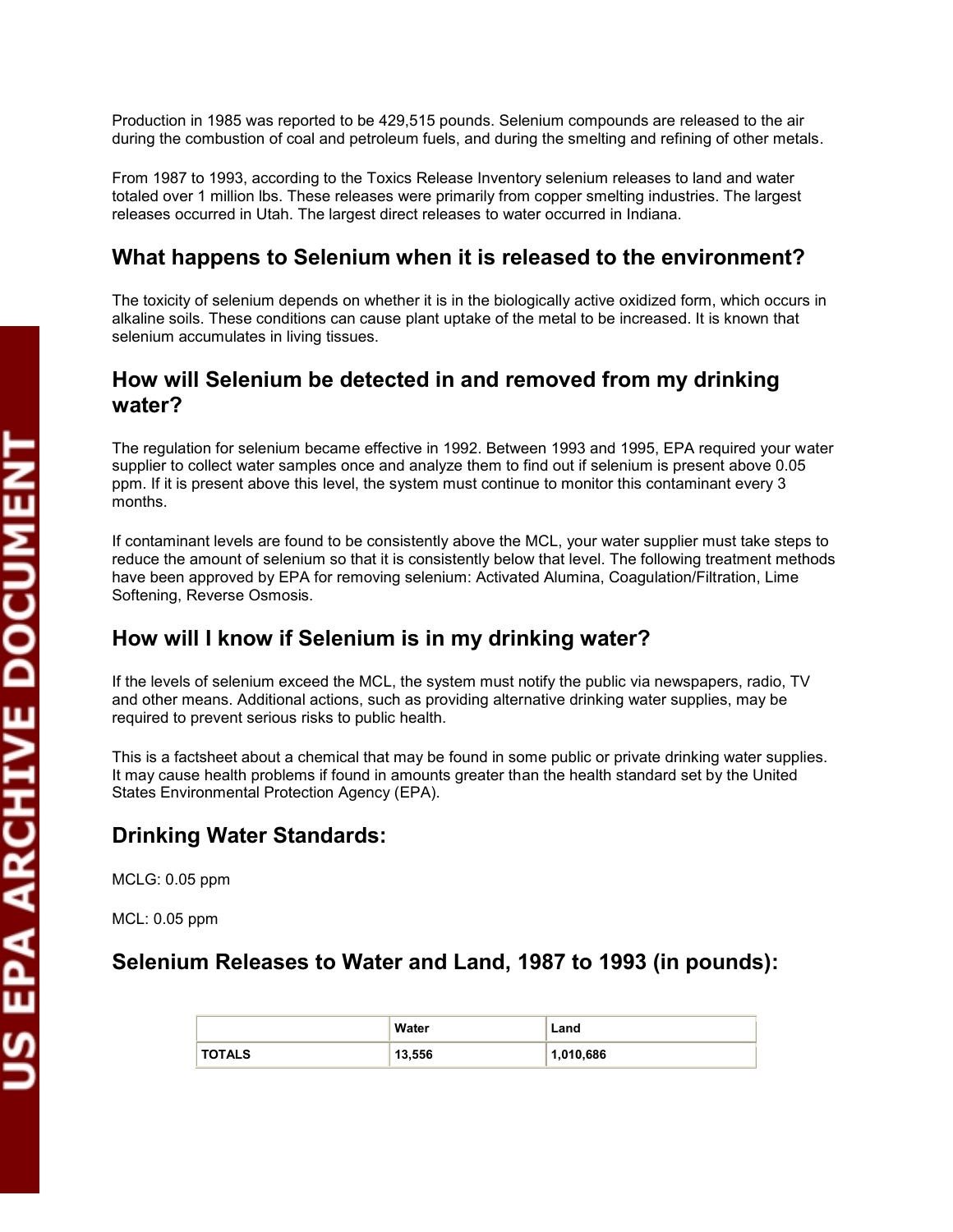Production in 1985 was reported to be 429,515 pounds. Selenium compounds are released to the air during the combustion of coal and petroleum fuels, and during the smelting and refining of other metals.

From 1987 to 1993, according to the Toxics Release Inventory selenium releases to land and water totaled over 1 million lbs. These releases were primarily from copper smelting industries. The largest releases occurred in Utah. The largest direct releases to water occurred in Indiana.

## What happens to Selenium when it is released to the environment?

The toxicity of selenium depends on whether it is in the biologically active oxidized form, which occurs in alkaline soils. These conditions can cause plant uptake of the metal to be increased. It is known that selenium accumulates in living tissues.

## How will Selenium be detected in and removed from my drinking water?

The regulation for selenium became effective in 1992. Between 1993 and 1995, EPA required your water supplier to collect water samples once and analyze them to find out if selenium is present above 0.05 ppm. If it is present above this level, the system must continue to monitor this contaminant every 3 months.

If contaminant levels are found to be consistently above the MCL, your water supplier must take steps to reduce the amount of selenium so that it is consistently below that level. The following treatment methods have been approved by EPA for removing selenium: Activated Alumina, Coagulation/Filtration, Lime Softening, Reverse Osmosis.

## How will I know if Selenium is in my drinking water?

If the levels of selenium exceed the MCL, the system must notify the public via newspapers, radio, TV and other means. Additional actions, such as providing alternative drinking water supplies, may be required to prevent serious risks to public health.

This is a factsheet about a chemical that may be found in some public or private drinking water supplies. It may cause health problems if found in amounts greater than the health standard set by the United States Environmental Protection Agency (EPA).

## Drinking Water Standards:

MCLG: 0.05 ppm

MCL: 0.05 ppm

## Selenium Releases to Water and Land, 1987 to 1993 (in pounds):

| | **Water** | **Land** |
|---|---|---|
| **TOTALS** | **13,556** | **1,010,686** |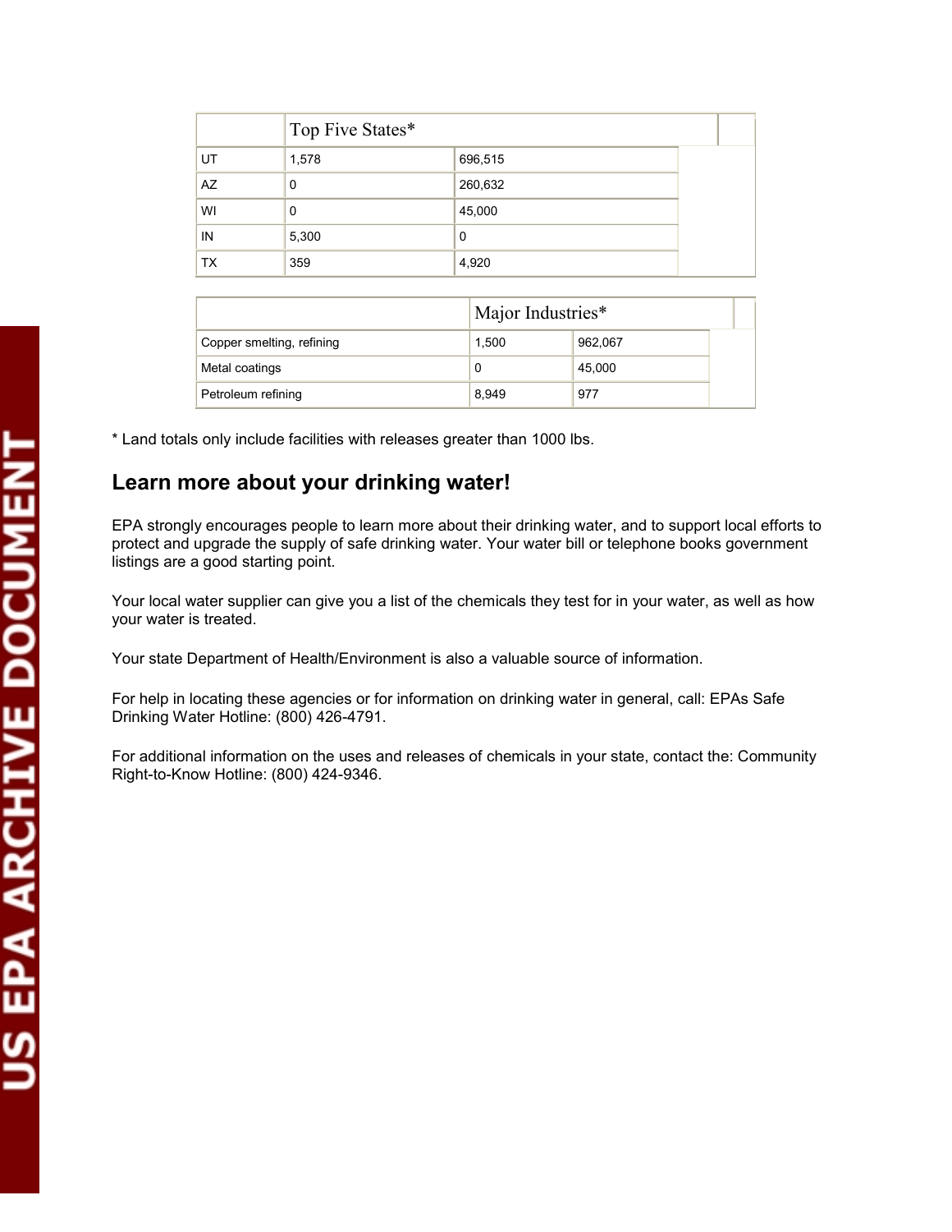| | Top Five States* | |
|---|---|---|
| UT | 1,578 | 696,515 |
| AZ | 0 | 260,632 |
| WI | 0 | 45,000 |
| IN | 5,300 | 0 |
| TX | 359 | 4,920 |

| | Major Industries* | |
|---|---|---|
| Copper smelting, refining | 1,500 | 962,067 |
| Metal coatings | 0 | 45,000 |
| Petroleum refining | 8,949 | 977 |

* Land totals only include facilities with releases greater than 1000 lbs.

## Learn more about your drinking water!

EPA strongly encourages people to learn more about their drinking water, and to support local efforts to protect and upgrade the supply of safe drinking water. Your water bill or telephone books government listings are a good starting point.

Your local water supplier can give you a list of the chemicals they test for in your water, as well as how your water is treated.

Your state Department of Health/Environment is also a valuable source of information.

For help in locating these agencies or for information on drinking water in general, call: EPAs Safe Drinking Water Hotline: (800) 426-4791.

For additional information on the uses and releases of chemicals in your state, contact the: Community Right-to-Know Hotline: (800) 424-9346.